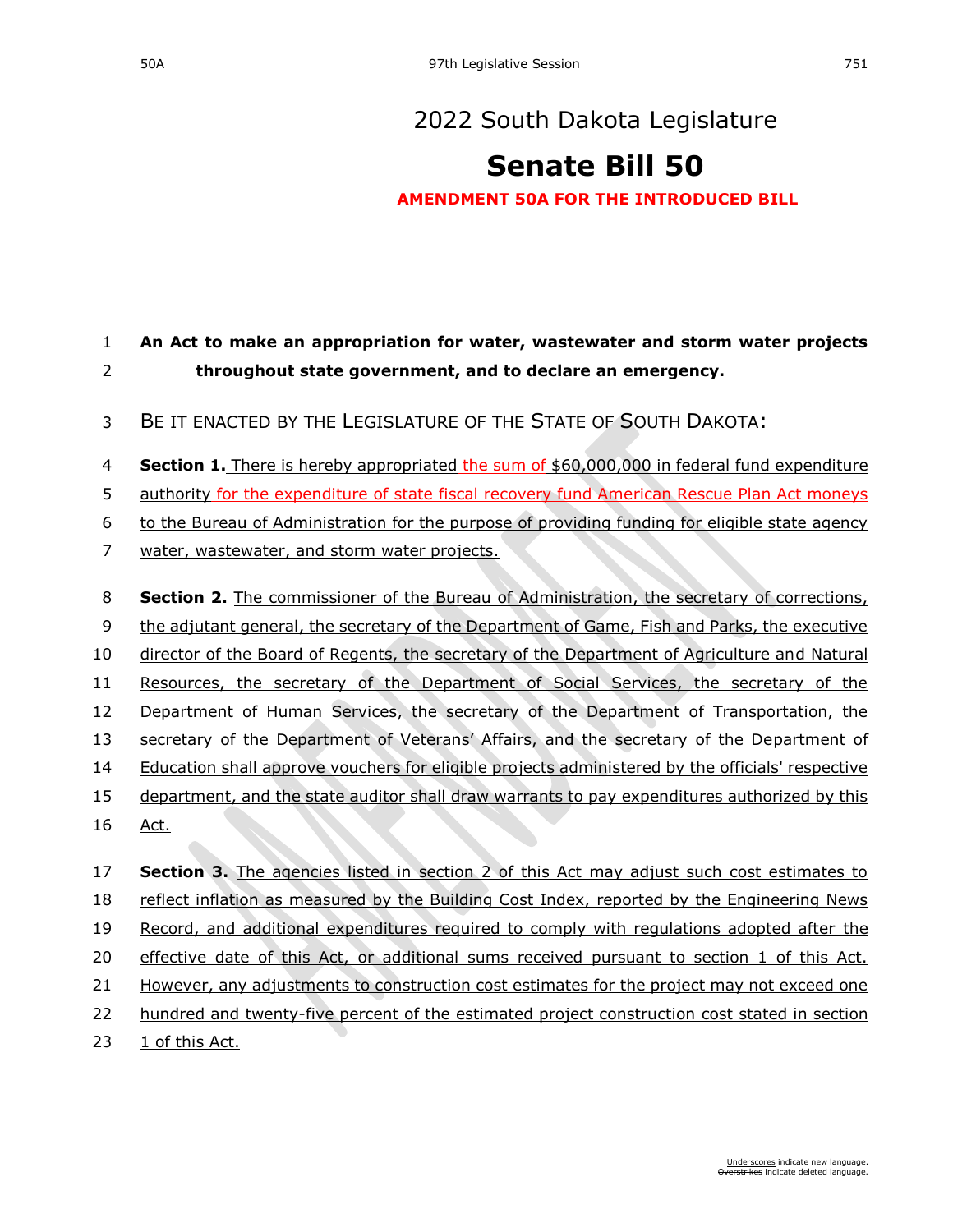# 2022 South Dakota Legislature

## Senate Bill 50

**AMENDMENT 50A FOR THE INTRODUCED BILL**

**An Act to make an appropriation for water, wastewater and storm water projects throughout state government, and to declare an emergency.**

BE IT ENACTED BY THE LEGISLATURE OF THE STATE OF SOUTH DAKOTA:

**Section 1.** There is hereby appropriated the sum of $60,000,000 in federal fund expenditure authority for the expenditure of state fiscal recovery fund American Rescue Plan Act moneys to the Bureau of Administration for the purpose of providing funding for eligible state agency water, wastewater, and storm water projects.

**Section 2.** The commissioner of the Bureau of Administration, the secretary of corrections, the adjutant general, the secretary of the Department of Game, Fish and Parks, the executive director of the Board of Regents, the secretary of the Department of Agriculture and Natural Resources, the secretary of the Department of Social Services, the secretary of the Department of Human Services, the secretary of the Department of Transportation, the secretary of the Department of Veterans' Affairs, and the secretary of the Department of Education shall approve vouchers for eligible projects administered by the officials' respective department, and the state auditor shall draw warrants to pay expenditures authorized by this Act.

**Section 3.** The agencies listed in section 2 of this Act may adjust such cost estimates to reflect inflation as measured by the Building Cost Index, reported by the Engineering News Record, and additional expenditures required to comply with regulations adopted after the effective date of this Act, or additional sums received pursuant to section 1 of this Act. However, any adjustments to construction cost estimates for the project may not exceed one hundred and twenty-five percent of the estimated project construction cost stated in section 1 of this Act.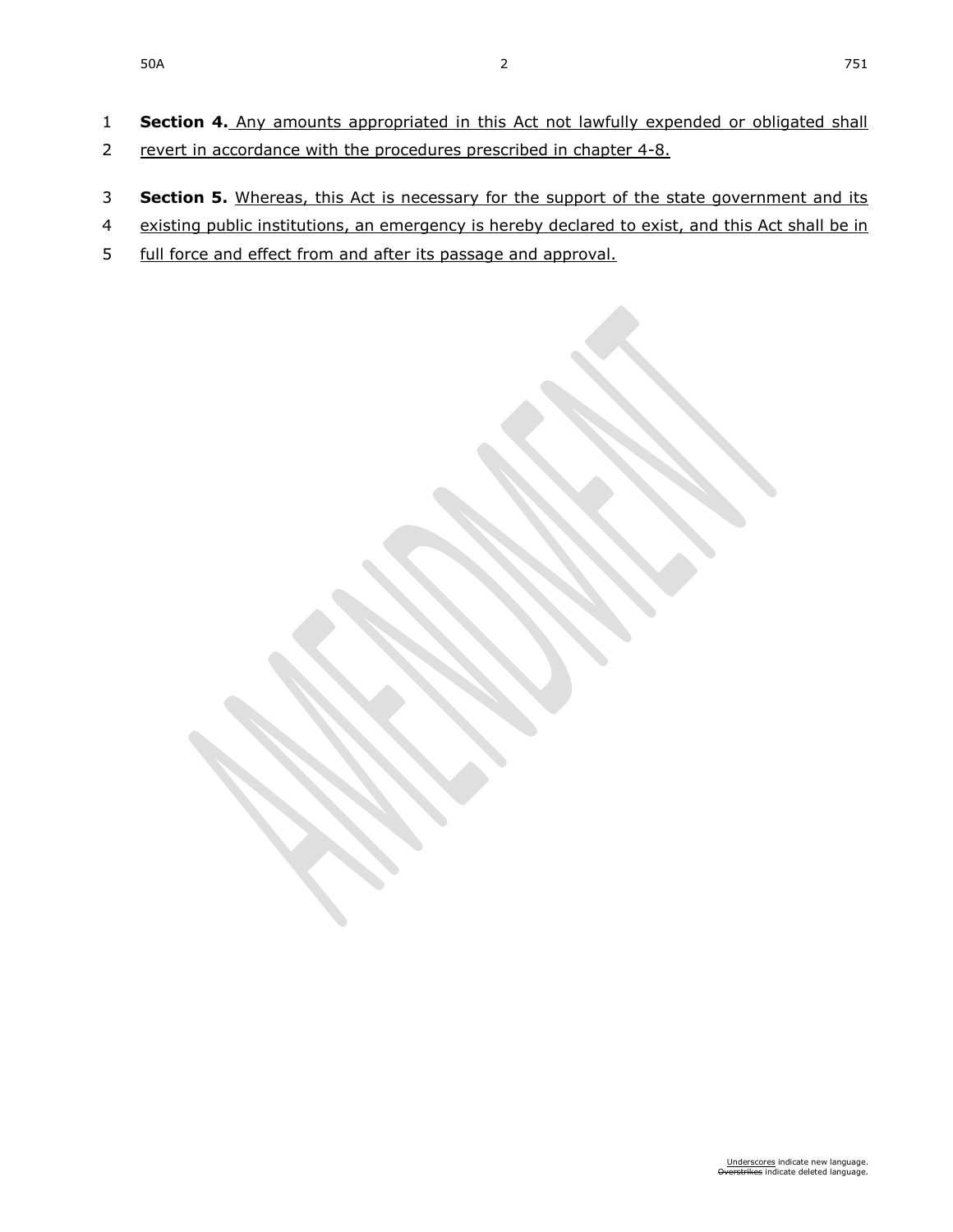**Section 4.** Any amounts appropriated in this Act not lawfully expended or obligated shall revert in accordance with the procedures prescribed in chapter 4-8.

**Section 5.** Whereas, this Act is necessary for the support of the state government and its existing public institutions, an emergency is hereby declared to exist, and this Act shall be in full force and effect from and after its passage and approval.